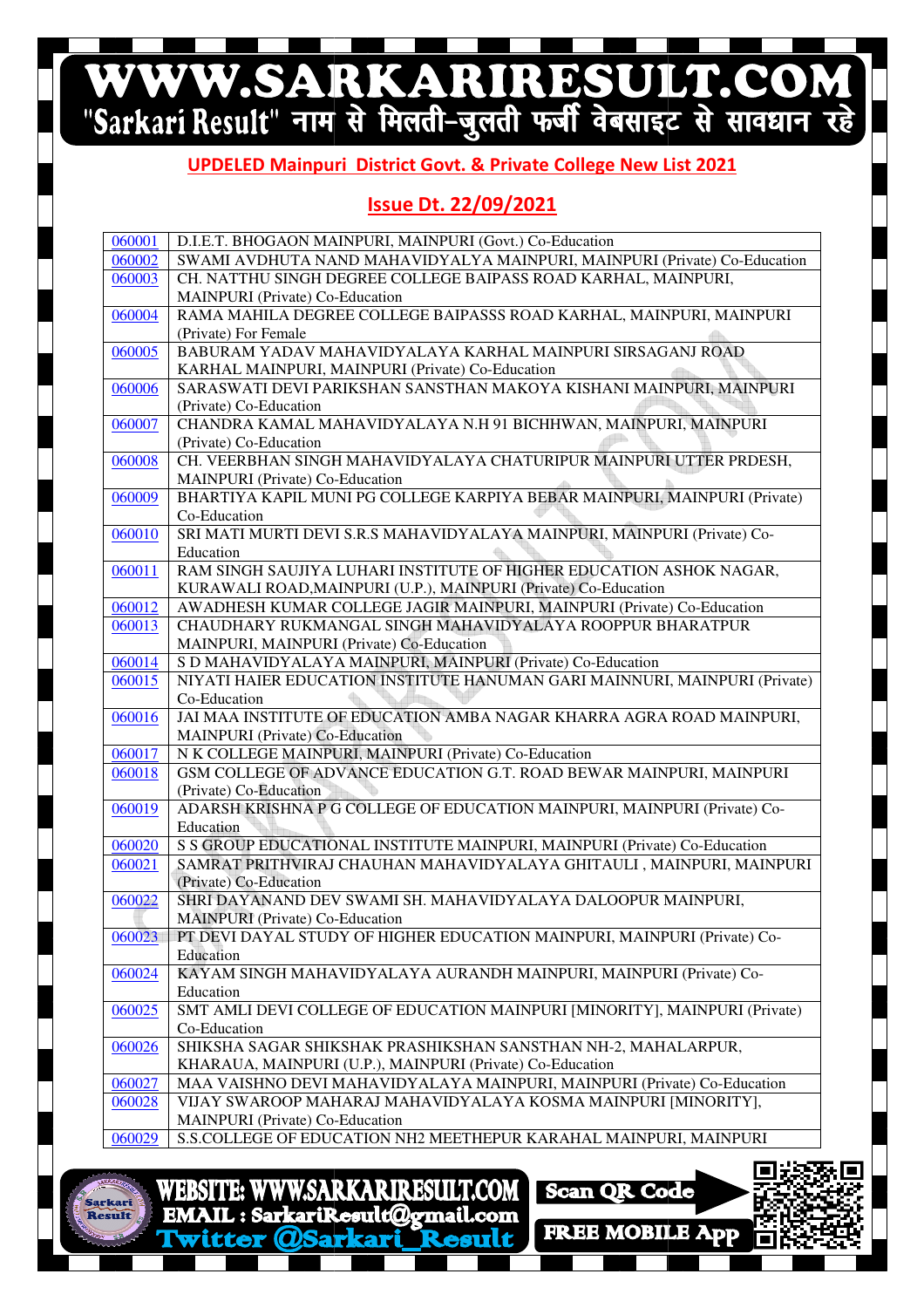## UPDELED Mainpuri District Govt. & Private College New List 2021

## Issue Dt. 22/09/2021

| | |
|---|---|
| 060001 | D.I.E.T. BHOGAON MAINPURI, MAINPURI (Govt.) Co-Education |
| 060002 | SWAMI AVDHUTA NAND MAHAVIDYALYA MAINPURI, MAINPURI (Private) Co-Education |
| 060003 | CH. NATTHU SINGH DEGREE COLLEGE BAIPASS ROAD KARHAL, MAINPURI, MAINPURI (Private) Co-Education |
| 060004 | RAMA MAHILA DEGREE COLLEGE BAIPASSS ROAD KARHAL, MAINPURI, MAINPURI (Private) For Female |
| 060005 | BABURAM YADAV MAHAVIDYALAYA KARHAL MAINPURI SIRSAGANJ ROAD KARHAL MAINPURI, MAINPURI (Private) Co-Education |
| 060006 | SARASWATI DEVI PARIKSHAN SANSTHAN MAKOYA KISHANI MAINPURI, MAINPURI (Private) Co-Education |
| 060007 | CHANDRA KAMAL MAHAVIDYALAYA N.H 91 BICHHWAN, MAINPURI, MAINPURI (Private) Co-Education |
| 060008 | CH. VEERBHAN SINGH MAHAVIDYALAYA CHATURIPUR MAINPURI UTTER PRDESH, MAINPURI (Private) Co-Education |
| 060009 | BHARTIYA KAPIL MUNI PG COLLEGE KARPIYA BEBAR MAINPURI, MAINPURI (Private) Co-Education |
| 060010 | SRI MATI MURTI DEVI S.R.S MAHAVIDYALAYA MAINPURI, MAINPURI (Private) Co-Education |
| 060011 | RAM SINGH SAUJIYA LUHARI INSTITUTE OF HIGHER EDUCATION ASHOK NAGAR, KURAWALI ROAD,MAINPURI (U.P.), MAINPURI (Private) Co-Education |
| 060012 | AWADHESH KUMAR COLLEGE JAGIR MAINPURI, MAINPURI (Private) Co-Education |
| 060013 | CHAUDHARY RUKMANGAL SINGH MAHAVIDYALAYA ROOPPUR BHARATPUR MAINPURI, MAINPURI (Private) Co-Education |
| 060014 | S D MAHAVIDYALAYA MAINPURI, MAINPURI (Private) Co-Education |
| 060015 | NIYATI HAIER EDUCATION INSTITUTE HANUMAN GARI MAINNURI, MAINPURI (Private) Co-Education |
| 060016 | JAI MAA INSTITUTE OF EDUCATION AMBA NAGAR KHARRA AGRA ROAD MAINPURI, MAINPURI (Private) Co-Education |
| 060017 | N K COLLEGE MAINPURI, MAINPURI (Private) Co-Education |
| 060018 | GSM COLLEGE OF ADVANCE EDUCATION G.T. ROAD BEWAR MAINPURI, MAINPURI (Private) Co-Education |
| 060019 | ADARSH KRISHNA P G COLLEGE OF EDUCATION MAINPURI, MAINPURI (Private) Co-Education |
| 060020 | S S GROUP EDUCATIONAL INSTITUTE MAINPURI, MAINPURI (Private) Co-Education |
| 060021 | SAMRAT PRITHVIRAJ CHAUHAN MAHAVIDYALAYA GHITAULI , MAINPURI, MAINPURI (Private) Co-Education |
| 060022 | SHRI DAYANAND DEV SWAMI SH. MAHAVIDYALAYA DALOOPUR MAINPURI, MAINPURI (Private) Co-Education |
| 060023 | PT DEVI DAYAL STUDY OF HIGHER EDUCATION MAINPURI, MAINPURI (Private) Co-Education |
| 060024 | KAYAM SINGH MAHAVIDYALAYA AURANDH MAINPURI, MAINPURI (Private) Co-Education |
| 060025 | SMT AMLI DEVI COLLEGE OF EDUCATION MAINPURI [MINORITY], MAINPURI (Private) Co-Education |
| 060026 | SHIKSHA SAGAR SHIKSHAK PRASHIKSHAN SANSTHAN NH-2, MAHALARPUR, KHARAUA, MAINPURI (U.P.), MAINPURI (Private) Co-Education |
| 060027 | MAA VAISHNO DEVI MAHAVIDYALAYA MAINPURI, MAINPURI (Private) Co-Education |
| 060028 | VIJAY SWAROOP MAHARAJ MAHAVIDYALAYA KOSMA MAINPURI [MINORITY], MAINPURI (Private) Co-Education |
| 060029 | S.S.COLLEGE OF EDUCATION NH2 MEETHEPUR KARAHAL MAINPURI, MAINPURI |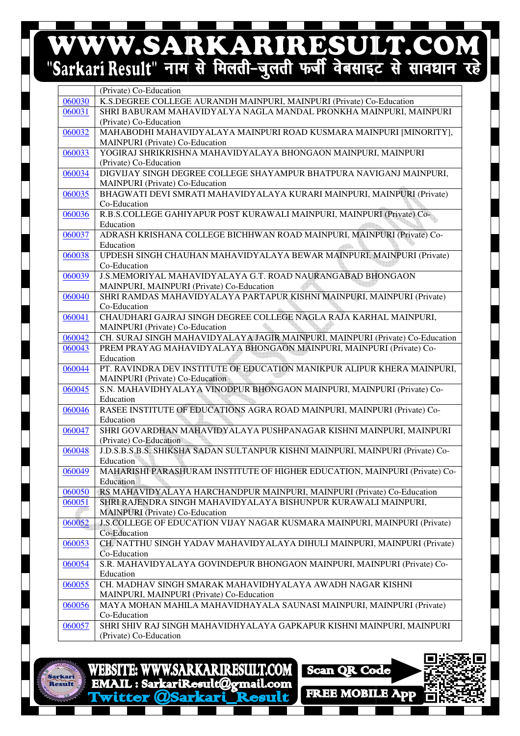| | |
|---|---|
| | (Private) Co-Education |
| 060030 | K.S.DEGREE COLLEGE AURANDH MAINPURI, MAINPURI (Private) Co-Education |
| 060031 | SHRI BABURAM MAHAVIDYALYA NAGLA MANDAL PRONKHA MAINPURI, MAINPURI (Private) Co-Education |
| 060032 | MAHABODHI MAHAVIDYALAYA MAINPURI ROAD KUSMARA MAINPURI [MINORITY], MAINPURI (Private) Co-Education |
| 060033 | YOGIRAJ SHRIKRISHNA MAHAVIDYALAYA BHONGAON MAINPURI, MAINPURI (Private) Co-Education |
| 060034 | DIGVIJAY SINGH DEGREE COLLEGE SHAYAMPUR BHATPURA NAVIGANJ MAINPURI, MAINPURI (Private) Co-Education |
| 060035 | BHAGWATI DEVI SMRATI MAHAVIDYALAYA KURARI MAINPURI, MAINPURI (Private) Co-Education |
| 060036 | R.B.S.COLLEGE GAHIYAPUR POST KURAWALI MAINPURI, MAINPURI (Private) Co-Education |
| 060037 | ADRASH KRISHANA COLLEGE BICHHWAN ROAD MAINPURI, MAINPURI (Private) Co-Education |
| 060038 | UPDESH SINGH CHAUHAN MAHAVIDYALAYA BEWAR MAINPURI, MAINPURI (Private) Co-Education |
| 060039 | J.S.MEMORIYAL MAHAVIDYALAYA G.T. ROAD NAURANGABAD BHONGAON MAINPURI, MAINPURI (Private) Co-Education |
| 060040 | SHRI RAMDAS MAHAVIDYALAYA PARTAPUR KISHNI MAINPURI, MAINPURI (Private) Co-Education |
| 060041 | CHAUDHARI GAJRAJ SINGH DEGREE COLLEGE NAGLA RAJA KARHAL MAINPURI, MAINPURI (Private) Co-Education |
| 060042 | CH. SURAJ SINGH MAHAVIDYALAYA JAGIR MAINPURI, MAINPURI (Private) Co-Education |
| 060043 | PREM PRAYAG MAHAVIDYALAYA BHONGAON MAINPURI, MAINPURI (Private) Co-Education |
| 060044 | PT. RAVINDRA DEV INSTITUTE OF EDUCATION MANIKPUR ALIPUR KHERA MAINPURI, MAINPURI (Private) Co-Education |
| 060045 | S.N. MAHAVIDHYALAYA VINODPUR BHONGAON MAINPURI, MAINPURI (Private) Co-Education |
| 060046 | RASEE INSTITUTE OF EDUCATIONS AGRA ROAD MAINPURI, MAINPURI (Private) Co-Education |
| 060047 | SHRI GOVARDHAN MAHAVIDYALAYA PUSHPANAGAR KISHNI MAINPURI, MAINPURI (Private) Co-Education |
| 060048 | J.D.S.B.S.B.S. SHIKSHA SADAN SULTANPUR KISHNI MAINPURI, MAINPURI (Private) Co-Education |
| 060049 | MAHARISHI PARASHURAM INSTITUTE OF HIGHER EDUCATION, MAINPURI (Private) Co-Education |
| 060050 | RS MAHAVIDYALAYA HARCHANDPUR MAINPURI, MAINPURI (Private) Co-Education |
| 060051 | SHRI RAJENDRA SINGH MAHAVIDYALAYA BISHUNPUR KURAWALI MAINPURI, MAINPURI (Private) Co-Education |
| 060052 | J.S.COLLEGE OF EDUCATION VIJAY NAGAR KUSMARA MAINPURI, MAINPURI (Private) Co-Education |
| 060053 | CH. NATTHU SINGH YADAV MAHAVIDYALAYA DIHULI MAINPURI, MAINPURI (Private) Co-Education |
| 060054 | S.R. MAHAVIDYALAYA GOVINDEPUR BHONGAON MAINPURI, MAINPURI (Private) Co-Education |
| 060055 | CH. MADHAV SINGH SMARAK MAHAVIDHYALAYA AWADH NAGAR KISHNI MAINPURI, MAINPURI (Private) Co-Education |
| 060056 | MAYA MOHAN MAHILA MAHAVIDHAYALA SAUNASI MAINPURI, MAINPURI (Private) Co-Education |
| 060057 | SHRI SHIV RAJ SINGH MAHAVIDHYALAYA GAPKAPUR KISHNI MAINPURI, MAINPURI (Private) Co-Education |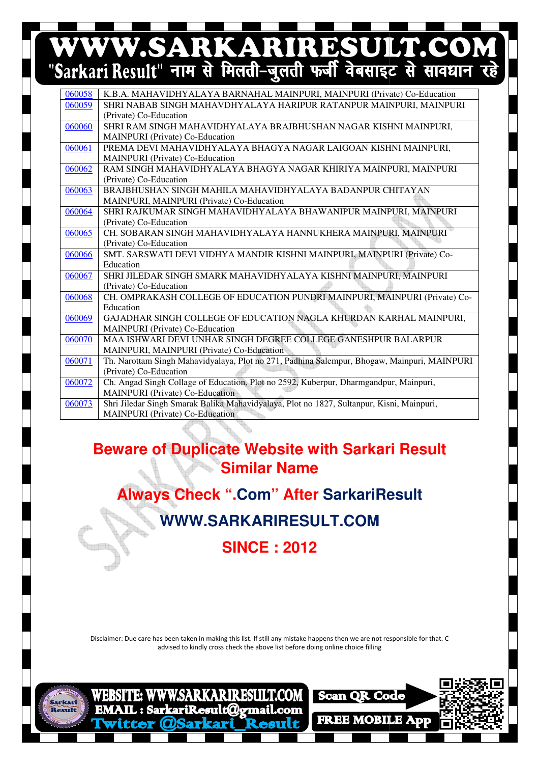| | |
|---|---|
| 060058 | K.B.A. MAHAVIDHYALAYA BARNAHAL MAINPURI, MAINPURI (Private) Co-Education |
| 060059 | SHRI NABAB SINGH MAHAVDHYALAYA HARIPUR RATANPUR MAINPURI, MAINPURI (Private) Co-Education |
| 060060 | SHRI RAM SINGH MAHAVIDHYALAYA BRAJBHUSHAN NAGAR KISHNI MAINPURI, MAINPURI (Private) Co-Education |
| 060061 | PREMA DEVI MAHAVIDHYALAYA BHAGYA NAGAR LAIGOAN KISHNI MAINPURI, MAINPURI (Private) Co-Education |
| 060062 | RAM SINGH MAHAVIDHYALAYA BHAGYA NAGAR KHIRIYA MAINPURI, MAINPURI (Private) Co-Education |
| 060063 | BRAJBHUSHAN SINGH MAHILA MAHAVIDHYALAYA BADANPUR CHITAYAN MAINPURI, MAINPURI (Private) Co-Education |
| 060064 | SHRI RAJKUMAR SINGH MAHAVIDHYALAYA BHAWANIPUR MAINPURI, MAINPURI (Private) Co-Education |
| 060065 | CH. SOBARAN SINGH MAHAVIDHYALAYA HANNUKHERA MAINPURI, MAINPURI (Private) Co-Education |
| 060066 | SMT. SARSWATI DEVI VIDHYA MANDIR KISHNI MAINPURI, MAINPURI (Private) Co-Education |
| 060067 | SHRI JILEDAR SINGH SMARK MAHAVIDHYALAYA KISHNI MAINPURI, MAINPURI (Private) Co-Education |
| 060068 | CH. OMPRAKASH COLLEGE OF EDUCATION PUNDRI MAINPURI, MAINPURI (Private) Co-Education |
| 060069 | GAJADHAR SINGH COLLEGE OF EDUCATION NAGLA KHURDAN KARHAL MAINPURI, MAINPURI (Private) Co-Education |
| 060070 | MAA ISHWARI DEVI UNHAR SINGH DEGREE COLLEGE GANESHPUR BALARPUR MAINPURI, MAINPURI (Private) Co-Education |
| 060071 | Th. Narottam Singh Mahavidyalaya, Plot no 271, Padhina Salempur, Bhogaw, Mainpuri, MAINPURI (Private) Co-Education |
| 060072 | Ch. Angad Singh Collage of Education, Plot no 2592, Kuberpur, Dharmgandpur, Mainpuri, MAINPURI (Private) Co-Education |
| 060073 | Shri Jiledar Singh Smarak Balika Mahavidyalaya, Plot no 1827, Sultanpur, Kisni, Mainpuri, MAINPURI (Private) Co-Education |

**Beware of Duplicate Website with Sarkari Result Similar Name**

**Always Check ".Com" After SarkariResult**

**WWW.SARKARIRESULT.COM**

**SINCE : 2012**

Disclaimer: Due care has been taken in making this list. If still any mistake happens then we are not responsible for that. C advised to kindly cross check the above list before doing online choice filling